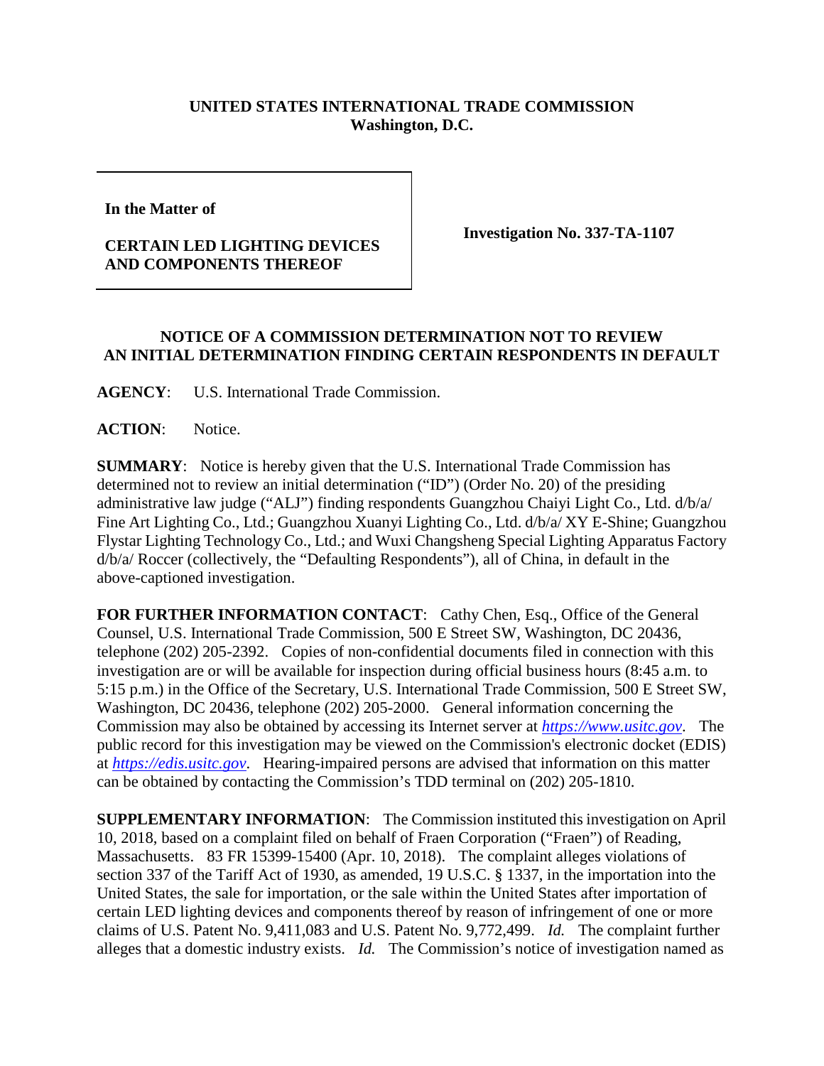**UNITED STATES INTERNATIONAL TRADE COMMISSION**
**Washington, D.C.**

| **In the Matter of**<br><br>**CERTAIN LED LIGHTING DEVICES AND COMPONENTS THEREOF** | **Investigation No. 337-TA-1107** |
|---|---|

## NOTICE OF A COMMISSION DETERMINATION NOT TO REVIEW AN INITIAL DETERMINATION FINDING CERTAIN RESPONDENTS IN DEFAULT

**AGENCY**: U.S. International Trade Commission.

**ACTION**: Notice.

**SUMMARY**: Notice is hereby given that the U.S. International Trade Commission has determined not to review an initial determination ("ID") (Order No. 20) of the presiding administrative law judge ("ALJ") finding respondents Guangzhou Chaiyi Light Co., Ltd. d/b/a/ Fine Art Lighting Co., Ltd.; Guangzhou Xuanyi Lighting Co., Ltd. d/b/a/ XY E-Shine; Guangzhou Flystar Lighting Technology Co., Ltd.; and Wuxi Changsheng Special Lighting Apparatus Factory d/b/a/ Roccer (collectively, the "Defaulting Respondents"), all of China, in default in the above-captioned investigation.

**FOR FURTHER INFORMATION CONTACT**: Cathy Chen, Esq., Office of the General Counsel, U.S. International Trade Commission, 500 E Street SW, Washington, DC 20436, telephone (202) 205-2392. Copies of non-confidential documents filed in connection with this investigation are or will be available for inspection during official business hours (8:45 a.m. to 5:15 p.m.) in the Office of the Secretary, U.S. International Trade Commission, 500 E Street SW, Washington, DC 20436, telephone (202) 205-2000. General information concerning the Commission may also be obtained by accessing its Internet server at *https://www.usitc.gov*. The public record for this investigation may be viewed on the Commission's electronic docket (EDIS) at *https://edis.usitc.gov*. Hearing-impaired persons are advised that information on this matter can be obtained by contacting the Commission's TDD terminal on (202) 205-1810.

**SUPPLEMENTARY INFORMATION**: The Commission instituted this investigation on April 10, 2018, based on a complaint filed on behalf of Fraen Corporation ("Fraen") of Reading, Massachusetts. 83 FR 15399-15400 (Apr. 10, 2018). The complaint alleges violations of section 337 of the Tariff Act of 1930, as amended, 19 U.S.C. § 1337, in the importation into the United States, the sale for importation, or the sale within the United States after importation of certain LED lighting devices and components thereof by reason of infringement of one or more claims of U.S. Patent No. 9,411,083 and U.S. Patent No. 9,772,499. *Id.* The complaint further alleges that a domestic industry exists. *Id.* The Commission's notice of investigation named as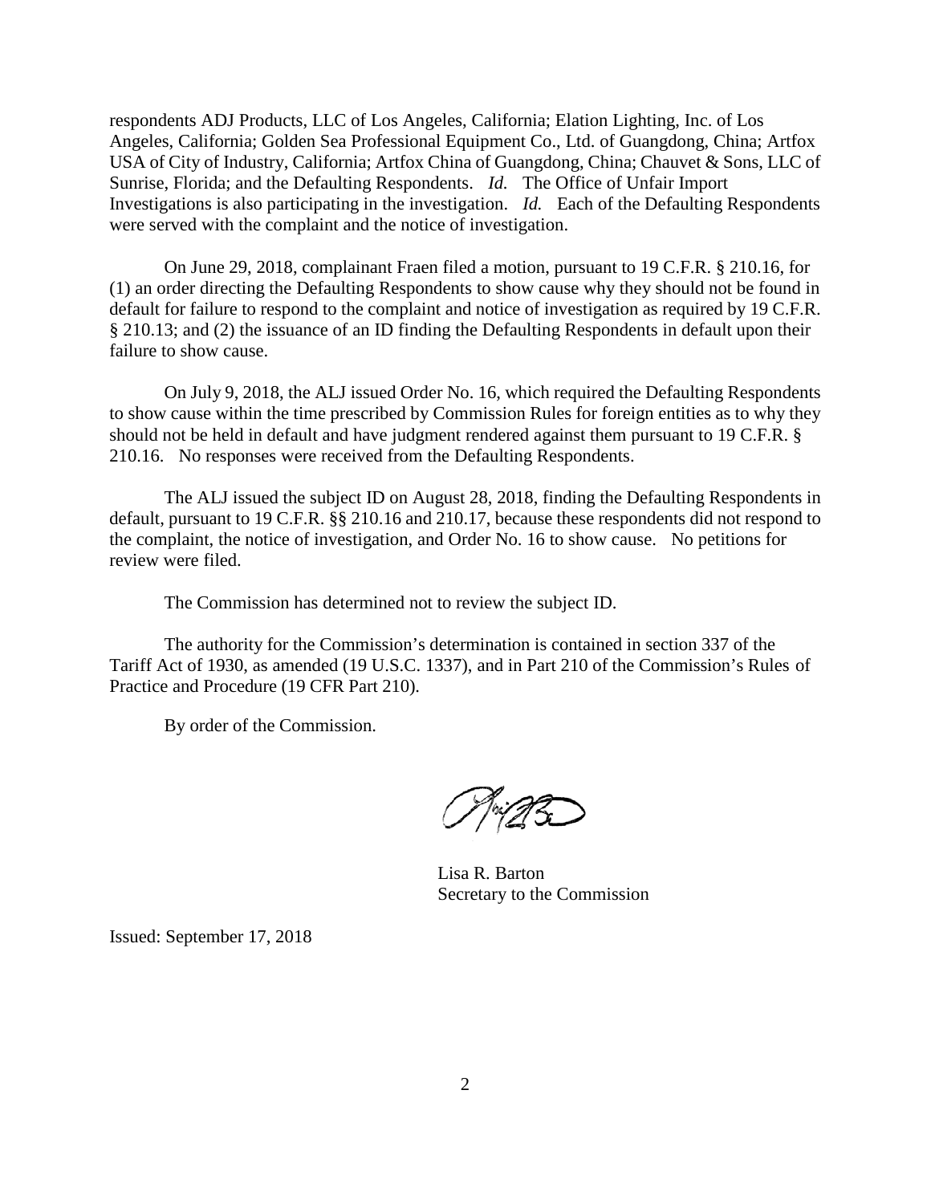respondents ADJ Products, LLC of Los Angeles, California; Elation Lighting, Inc. of Los Angeles, California; Golden Sea Professional Equipment Co., Ltd. of Guangdong, China; Artfox USA of City of Industry, California; Artfox China of Guangdong, China; Chauvet & Sons, LLC of Sunrise, Florida; and the Defaulting Respondents. *Id.* The Office of Unfair Import Investigations is also participating in the investigation. *Id.* Each of the Defaulting Respondents were served with the complaint and the notice of investigation.

On June 29, 2018, complainant Fraen filed a motion, pursuant to 19 C.F.R. § 210.16, for (1) an order directing the Defaulting Respondents to show cause why they should not be found in default for failure to respond to the complaint and notice of investigation as required by 19 C.F.R. § 210.13; and (2) the issuance of an ID finding the Defaulting Respondents in default upon their failure to show cause.

On July 9, 2018, the ALJ issued Order No. 16, which required the Defaulting Respondents to show cause within the time prescribed by Commission Rules for foreign entities as to why they should not be held in default and have judgment rendered against them pursuant to 19 C.F.R. § 210.16. No responses were received from the Defaulting Respondents.

The ALJ issued the subject ID on August 28, 2018, finding the Defaulting Respondents in default, pursuant to 19 C.F.R. §§ 210.16 and 210.17, because these respondents did not respond to the complaint, the notice of investigation, and Order No. 16 to show cause. No petitions for review were filed.

The Commission has determined not to review the subject ID.

The authority for the Commission's determination is contained in section 337 of the Tariff Act of 1930, as amended (19 U.S.C. 1337), and in Part 210 of the Commission's Rules of Practice and Procedure (19 CFR Part 210).

By order of the Commission.

Lisa R. Barton
Secretary to the Commission

Issued: September 17, 2018